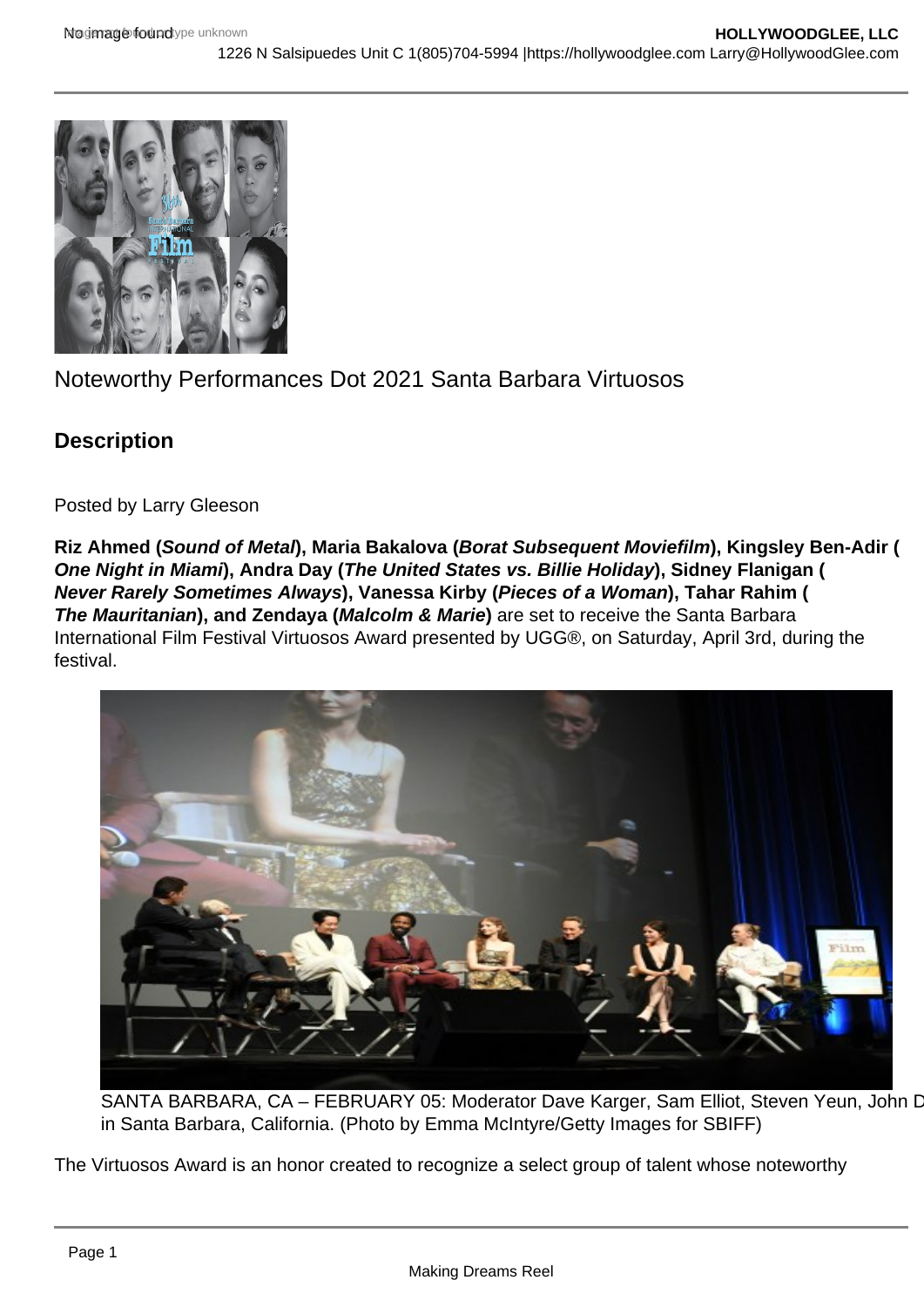Noteworthy Performances Dot 2021 Santa Barbara Virtuosos

## Description

Posted by Larry Gleeson

**Riz Ahmed (*Sound of Metal*), Maria Bakalova (*Borat Subsequent Moviefilm*), Kingsley Ben-Adir (*One Night in Miami*), Andra Day (*The United States vs. Billie Holiday*), Sidney Flanigan (*Never Rarely Sometimes Always*), Vanessa Kirby (*Pieces of a Woman*), Tahar Rahim (*The Mauritanian*), and Zendaya (*Malcolm & Marie*)** are set to receive the Santa Barbara International Film Festival Virtuosos Award presented by UGG®, on Saturday, April 3rd, during the festival.

SANTA BARBARA, CA – FEBRUARY 05: Moderator Dave Karger, Sam Elliot, Steven Yeun, John D in Santa Barbara, California. (Photo by Emma McIntyre/Getty Images for SBIFF)

The Virtuosos Award is an honor created to recognize a select group of talent whose noteworthy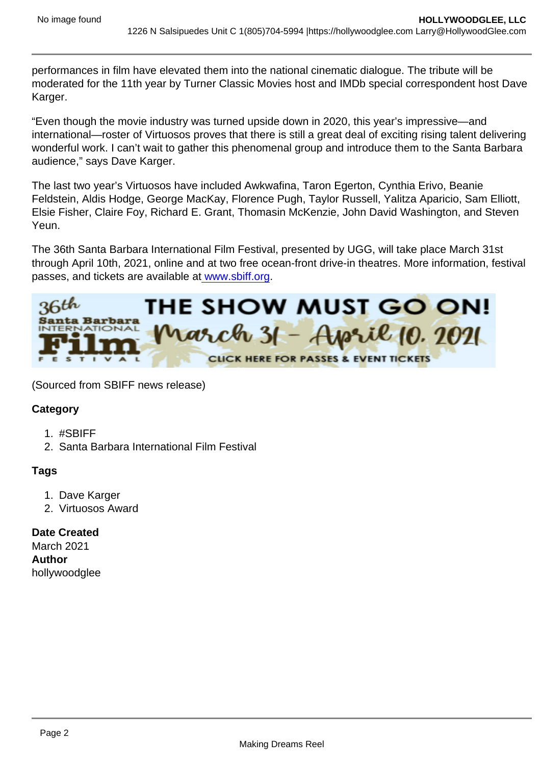performances in film have elevated them into the national cinematic dialogue. The tribute will be moderated for the 11th year by Turner Classic Movies host and IMDb special correspondent host Dave Karger.

“Even though the movie industry was turned upside down in 2020, this year’s impressive—and international—roster of Virtuosos proves that there is still a great deal of exciting rising talent delivering wonderful work. I can’t wait to gather this phenomenal group and introduce them to the Santa Barbara audience,” says Dave Karger.

The last two year’s Virtuosos have included Awkwafina, Taron Egerton, Cynthia Erivo, Beanie Feldstein, Aldis Hodge, George MacKay, Florence Pugh, Taylor Russell, Yalitza Aparicio, Sam Elliott, Elsie Fisher, Claire Foy, Richard E. Grant, Thomasin McKenzie, John David Washington, and Steven Yeun.

The 36th Santa Barbara International Film Festival, presented by UGG, will take place March 31st through April 10th, 2021, online and at two free ocean-front drive-in theatres. More information, festival passes, and tickets are available at www.sbiff.org.

36th Santa Barbara International Film Festival
THE SHOW MUST GO ON!
March 31 – April 10, 2021
CLICK HERE FOR PASSES & EVENT TICKETS

(Sourced from SBIFF news release)

**Category**

1. #SBIFF
2. Santa Barbara International Film Festival

**Tags**

1. Dave Karger
2. Virtuosos Award

**Date Created**
March 2021
**Author**
hollywoodglee